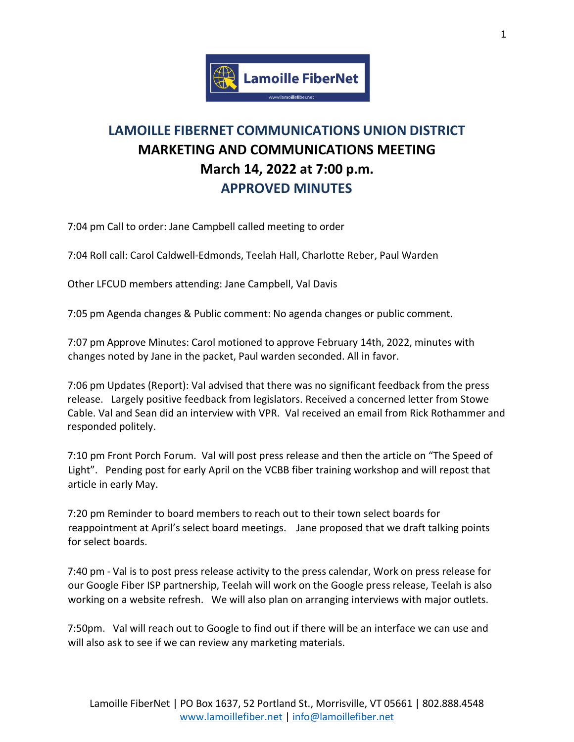# LAMOILLE FIBERNET COMMUNICATIONS UNION DISTRICT

## MARKETING AND COMMUNICATIONS MEETING

## March 14, 2022 at 7:00 p.m.

## APPROVED MINUTES

7:04 pm Call to order: Jane Campbell called meeting to order

7:04 Roll call: Carol Caldwell-Edmonds, Teelah Hall, Charlotte Reber, Paul Warden

Other LFCUD members attending: Jane Campbell, Val Davis

7:05 pm Agenda changes & Public comment: No agenda changes or public comment.

7:07 pm Approve Minutes: Carol motioned to approve February 14th, 2022, minutes with changes noted by Jane in the packet, Paul warden seconded. All in favor.

7:06 pm Updates (Report): Val advised that there was no significant feedback from the press release. Largely positive feedback from legislators. Received a concerned letter from Stowe Cable. Val and Sean did an interview with VPR. Val received an email from Rick Rothammer and responded politely.

7:10 pm Front Porch Forum. Val will post press release and then the article on "The Speed of Light". Pending post for early April on the VCBB fiber training workshop and will repost that article in early May.

7:20 pm Reminder to board members to reach out to their town select boards for reappointment at April's select board meetings. Jane proposed that we draft talking points for select boards.

7:40 pm - Val is to post press release activity to the press calendar, Work on press release for our Google Fiber ISP partnership, Teelah will work on the Google press release, Teelah is also working on a website refresh. We will also plan on arranging interviews with major outlets.

7:50pm. Val will reach out to Google to find out if there will be an interface we can use and will also ask to see if we can review any marketing materials.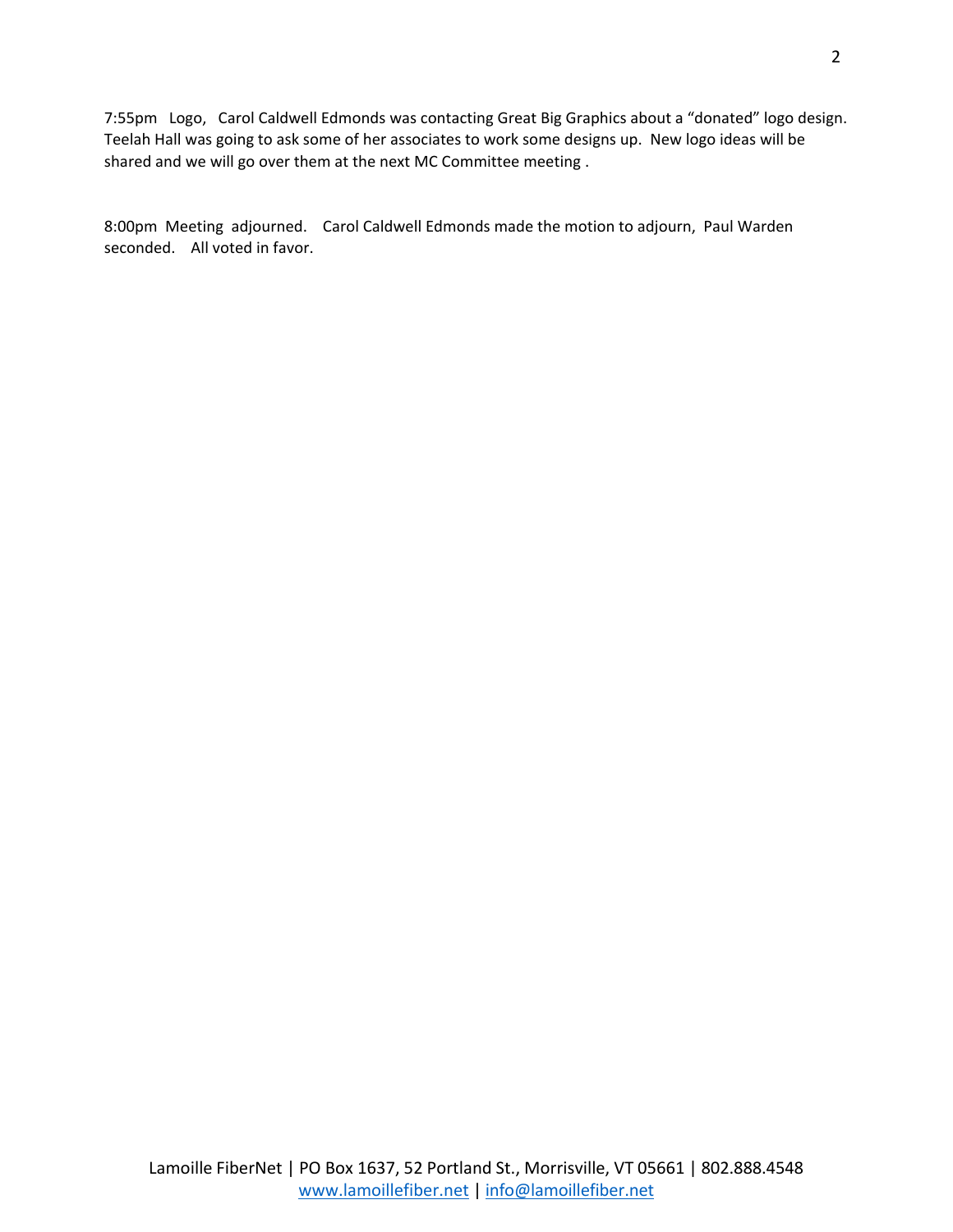7:55pm Logo, Carol Caldwell Edmonds was contacting Great Big Graphics about a "donated" logo design. Teelah Hall was going to ask some of her associates to work some designs up. New logo ideas will be shared and we will go over them at the next MC Committee meeting .

8:00pm Meeting adjourned. Carol Caldwell Edmonds made the motion to adjourn, Paul Warden seconded. All voted in favor.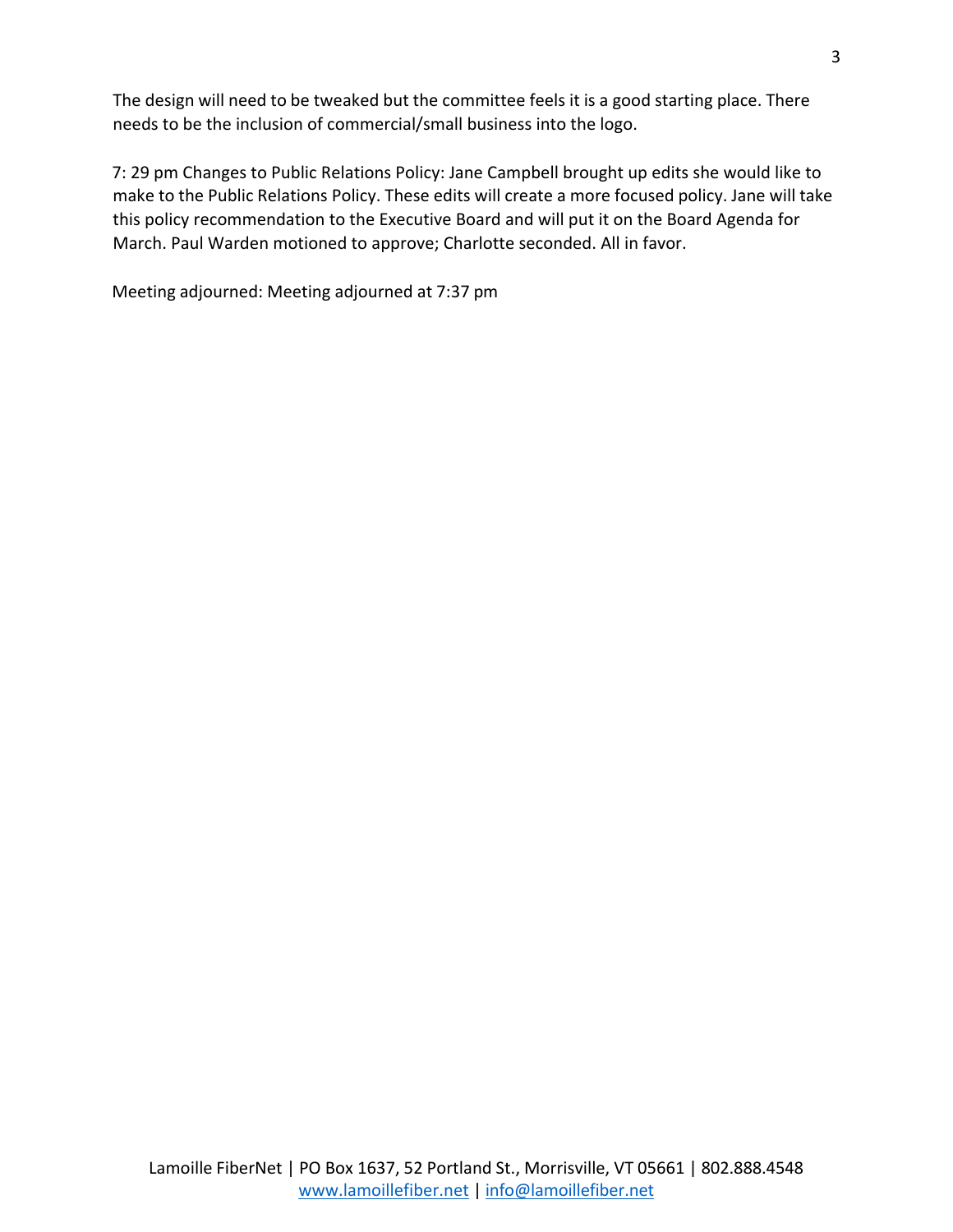The design will need to be tweaked but the committee feels it is a good starting place. There needs to be the inclusion of commercial/small business into the logo.

7: 29 pm Changes to Public Relations Policy: Jane Campbell brought up edits she would like to make to the Public Relations Policy. These edits will create a more focused policy. Jane will take this policy recommendation to the Executive Board and will put it on the Board Agenda for March. Paul Warden motioned to approve; Charlotte seconded. All in favor.

Meeting adjourned: Meeting adjourned at 7:37 pm